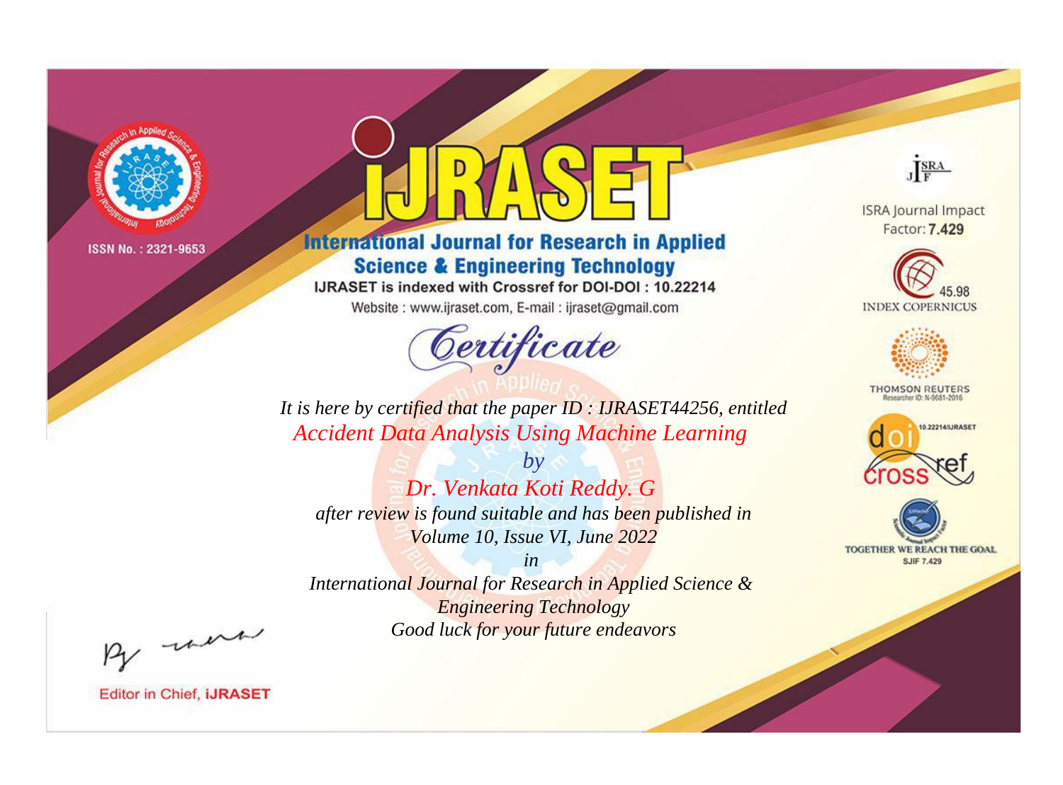ISSN No. : 2321-9653

# IJRASET

## International Journal for Research in Applied Science & Engineering Technology

IJRASET is indexed with Crossref for DOI-DOI : 10.22214

Website : www.ijraset.com, E-mail : ijraset@gmail.com

ISRA Journal Impact Factor: **7.429**

45.98 INDEX COPERNICUS

THOMSON REUTERS Researcher ID: N-9681-2016

10.22214/IJRASET

TOGETHER WE REACH THE GOAL SJIF 7.429

## *Certificate*

*It is here by certified that the paper ID : IJRASET44256, entitled*

*Accident Data Analysis Using Machine Learning*

*by*

*Dr. Venkata Koti Reddy. G*

*after review is found suitable and has been published in*

*Volume 10, Issue VI, June 2022*

*in*

*International Journal for Research in Applied Science & Engineering Technology*

*Good luck for your future endeavors*

By

Editor in Chief, **iJRASET**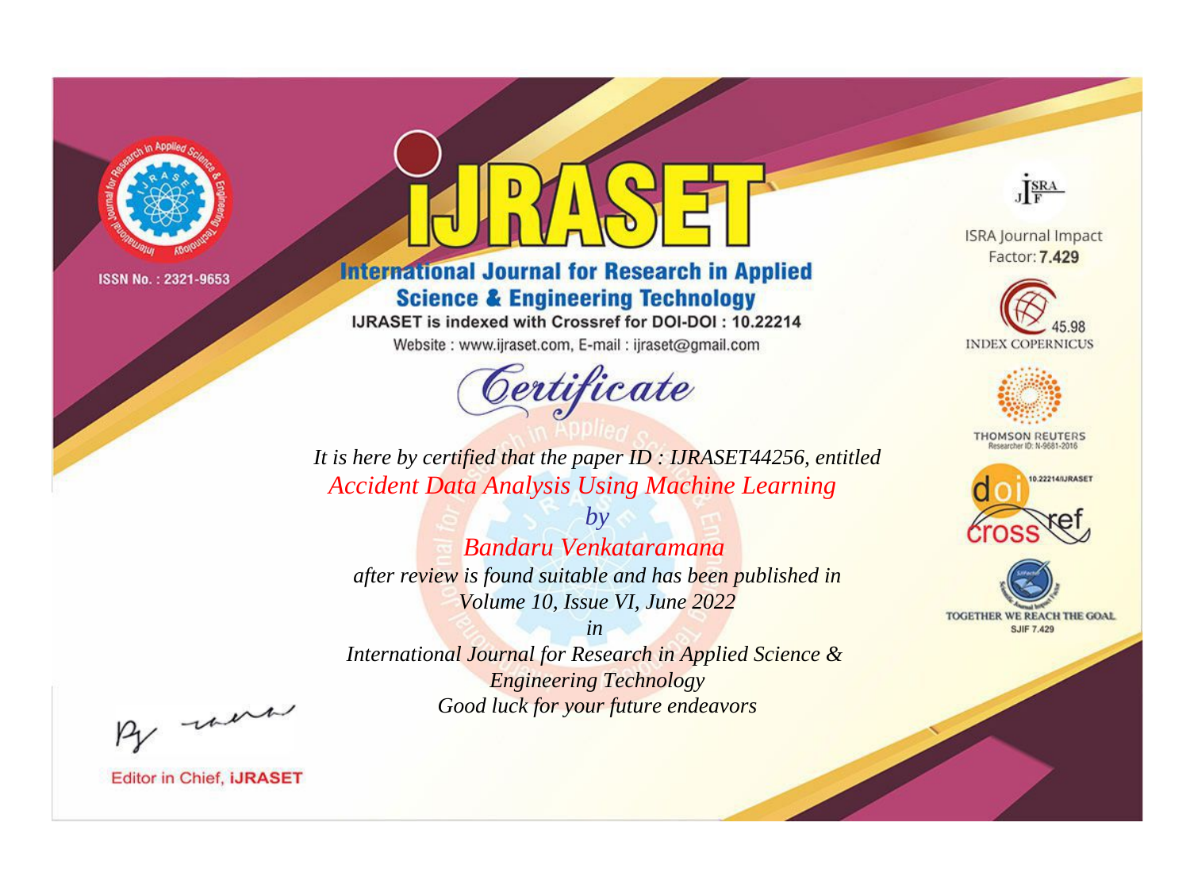ISSN No. : 2321-9653

# iJRASET

## International Journal for Research in Applied Science & Engineering Technology

IJRASET is indexed with Crossref for DOI-DOI : 10.22214

Website : www.ijraset.com, E-mail : ijraset@gmail.com

## Certificate

*It is here by certified that the paper ID : IJRASET44256, entitled*

*Accident Data Analysis Using Machine Learning*

*by*

*Bandaru Venkataramana*

*after review is found suitable and has been published in*

*Volume 10, Issue VI, June 2022*

*in*

*International Journal for Research in Applied Science & Engineering Technology*

*Good luck for your future endeavors*

ISRA Journal Impact Factor: **7.429**

45.98 INDEX COPERNICUS

THOMSON REUTERS Researcher ID: N-9681-2016

10.22214/IJRASET

TOGETHER WE REACH THE GOAL SJIF 7.429

Editor in Chief, **iJRASET**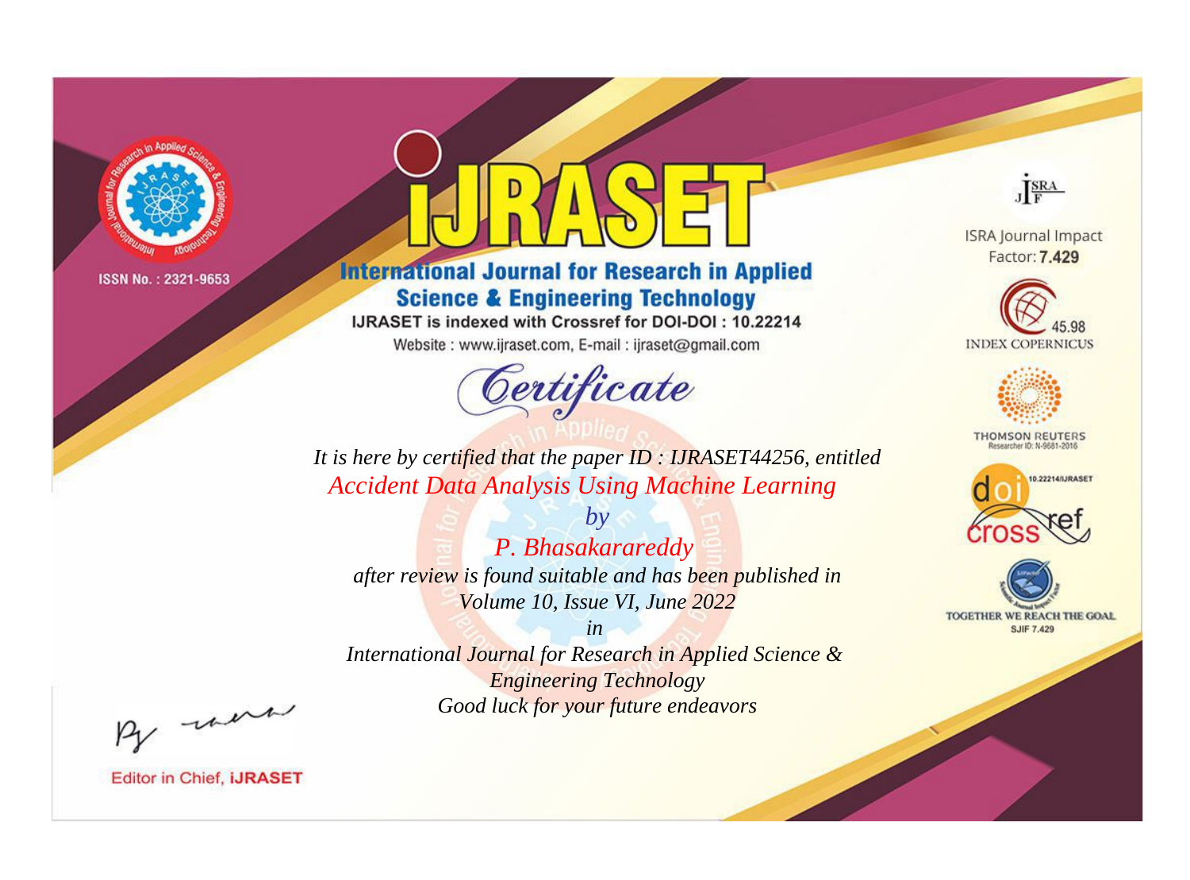ISSN No. : 2321-9653

# iJRASET

## International Journal for Research in Applied Science & Engineering Technology

IJRASET is indexed with Crossref for DOI-DOI : 10.22214

Website : www.ijraset.com, E-mail : ijraset@gmail.com

# Certificate

*It is here by certified that the paper ID : IJRASET44256, entitled*

*Accident Data Analysis Using Machine Learning*

*by*

*P. Bhasakarareddy*

*after review is found suitable and has been published in*

*Volume 10, Issue VI, June 2022*

*in*

*International Journal for Research in Applied Science & Engineering Technology*

*Good luck for your future endeavors*

Editor in Chief, iJRASET

ISRA Journal Impact Factor: **7.429**

45.98 INDEX COPERNICUS

THOMSON REUTERS Researcher ID: N-9681-2016

10.22214/IJRASET

TOGETHER WE REACH THE GOAL SJIF 7.429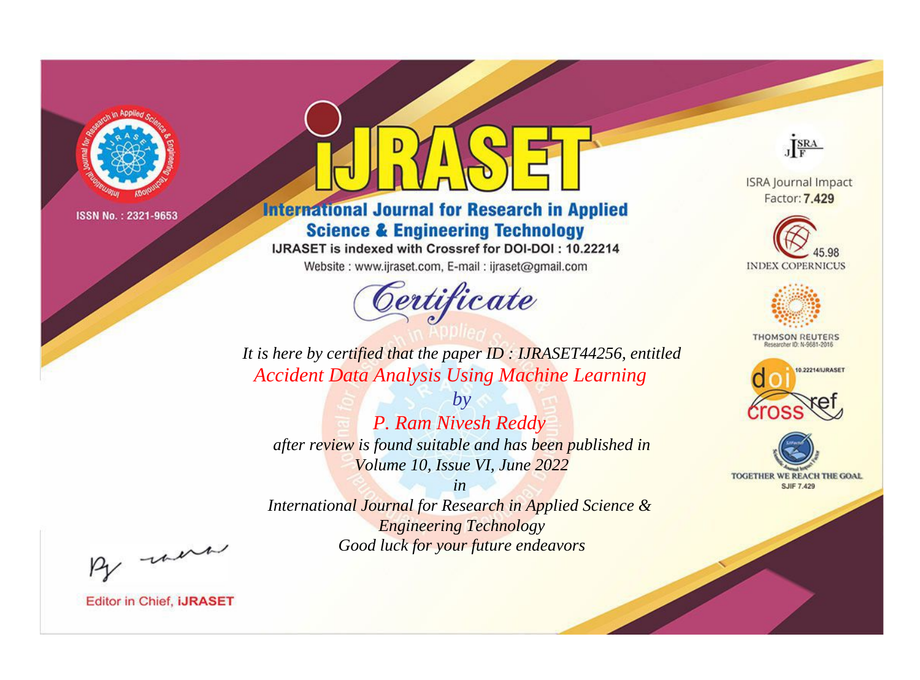ISSN No. : 2321-9653

# IJRASET

## International Journal for Research in Applied Science & Engineering Technology

IJRASET is indexed with Crossref for DOI-DOI : 10.22214

Website : www.ijraset.com, E-mail : ijraset@gmail.com

ISRA Journal Impact Factor: **7.429**

45.98 INDEX COPERNICUS

THOMSON REUTERS Researcher ID: N-9681-2016

10.22214/IJRASET

TOGETHER WE REACH THE GOAL SJIF 7.429

*Certificate*

*It is here by certified that the paper ID : IJRASET44256, entitled*

*Accident Data Analysis Using Machine Learning*

*by*

*P. Ram Nivesh Reddy*

*after review is found suitable and has been published in*

*Volume 10, Issue VI, June 2022*

*in*

*International Journal for Research in Applied Science & Engineering Technology*

*Good luck for your future endeavors*

Editor in Chief, **iJRASET**